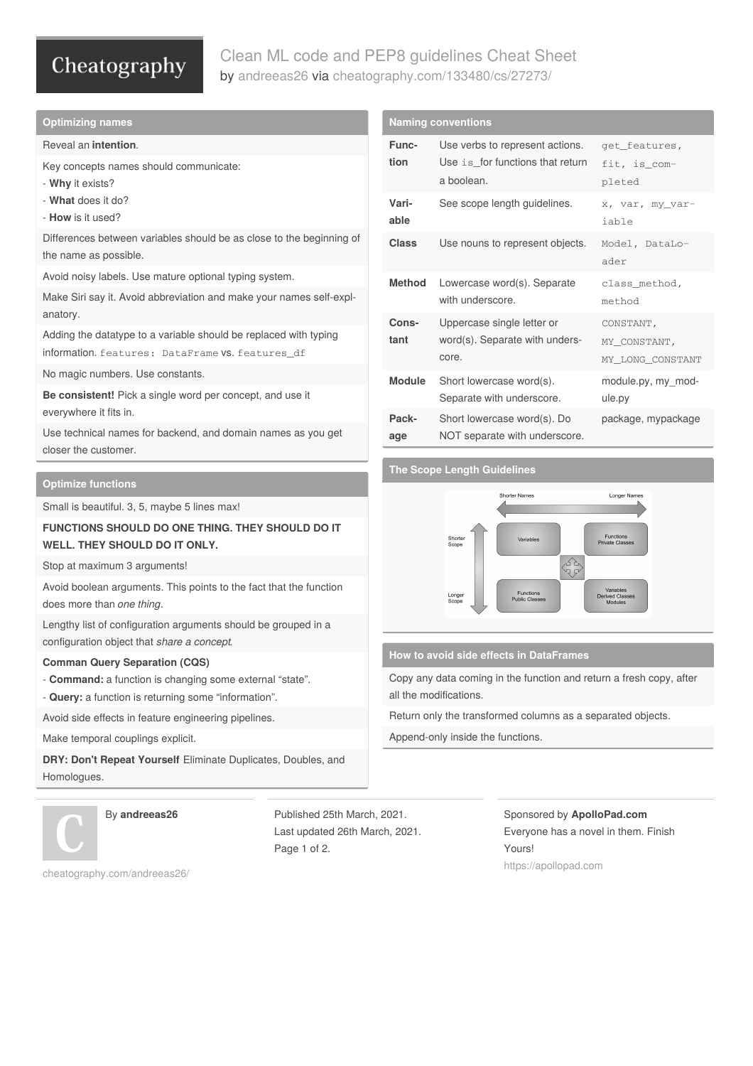# Clean ML code and PEP8 guidelines Cheat Sheet

by andreeas26 via cheatography.com/133480/cs/27273/

## Optimizing names

Reveal an **intention**.

Key concepts names should communicate:
- **Why** it exists?
- **What** does it do?
- **How** is it used?

Differences between variables should be as close to the beginning of the name as possible.

Avoid noisy labels. Use mature optional typing system.

Make Siri say it. Avoid abbreviation and make your names self-explanatory.

Adding the datatype to a variable should be replaced with typing information. `features: DataFrame` vs. `features_df`

No magic numbers. Use constants.

**Be consistent!** Pick a single word per concept, and use it everywhere it fits in.

Use technical names for backend, and domain names as you get closer the customer.

## Optimize functions

Small is beautiful. 3, 5, maybe 5 lines max!

**FUNCTIONS SHOULD DO ONE THING. THEY SHOULD DO IT WELL. THEY SHOULD DO IT ONLY.**

Stop at maximum 3 arguments!

Avoid boolean arguments. This points to the fact that the function does more than *one thing*.

Lengthy list of configuration arguments should be grouped in a configuration object that *share a concept*.

**Comman Query Separation (CQS)**
- **Command:** a function is changing some external “state”.
- **Query:** a function is returning some “information”.

Avoid side effects in feature engineering pipelines.

Make temporal couplings explicit.

**DRY: Don't Repeat Yourself** Eliminate Duplicates, Doubles, and Homologues.

## Naming conventions

| | | |
|---|---|---|
| **Function** | Use verbs to represent actions. Use `is_`for functions that return a boolean. | `get_features, fit, is_completed` |
| **Variable** | See scope length guidelines. | `x, var, my_variable` |
| **Class** | Use nouns to represent objects. | `Model, DataLoader` |
| **Method** | Lowercase word(s). Separate with underscore. | `class_method, method` |
| **Constant** | Uppercase single letter or word(s). Separate with underscore. | `CONSTANT, MY_CONSTANT, MY_LONG_CONSTANT` |
| **Module** | Short lowercase word(s). Separate with underscore. | module.py, my_module.py |
| **Package** | Short lowercase word(s). Do NOT separate with underscore. | package, mypackage |

## The Scope Length Guidelines

Shorter Names ↔ Longer Names; Shorter Scope ↕ Longer Scope

| | Shorter Names | Longer Names |
|---|---|---|
| **Shorter Scope** | Variables | Functions, Private Classes |
| **Longer Scope** | Functions, Public Classes | Variables, Derived Classes, Modules |

## How to avoid side effects in DataFrames

Copy any data coming in the function and return a fresh copy, after all the modifications.

Return only the transformed columns as a separated objects.

Append-only inside the functions.

By **andreeas26**
cheatography.com/andreeas26/

Published 25th March, 2021.
Last updated 26th March, 2021.

Sponsored by **ApolloPad.com**
Everyone has a novel in them. Finish Yours!
https://apollopad.com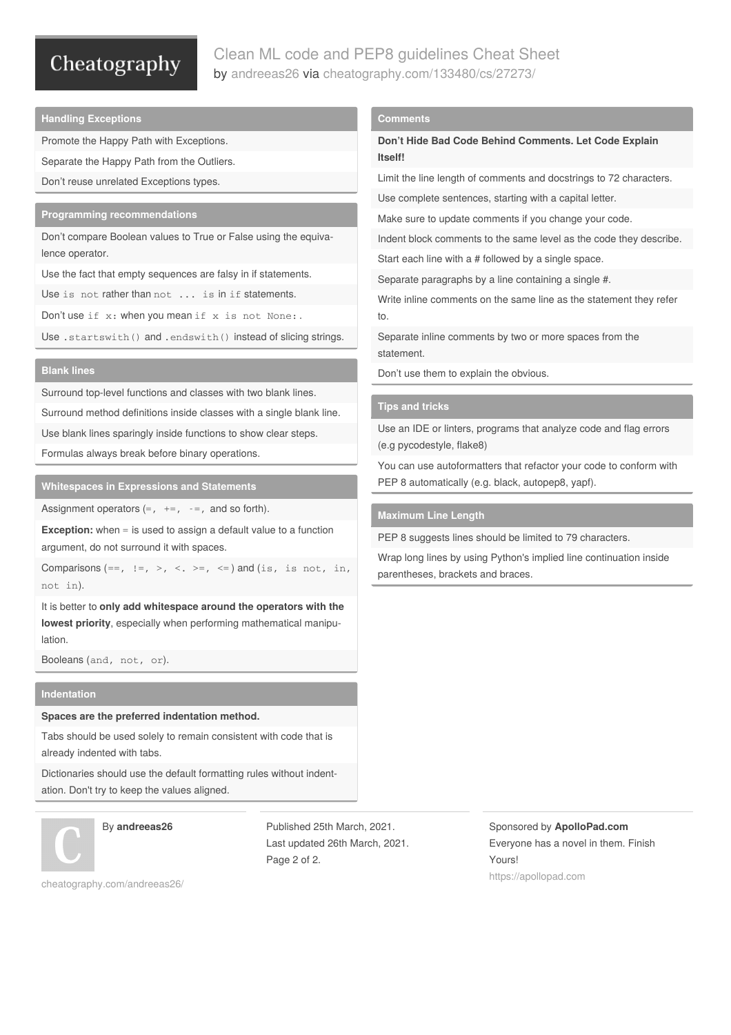## Handling Exceptions

Promote the Happy Path with Exceptions.

Separate the Happy Path from the Outliers.

Don't reuse unrelated Exceptions types.

## Programming recommendations

Don't compare Boolean values to True or False using the equivalence operator.

Use the fact that empty sequences are falsy in if statements.

Use `is not` rather than `not ... is` in `if` statements.

Don't use `if x:` when you mean `if x is not None:`.

Use `.startswith()` and `.endswith()` instead of slicing strings.

## Blank lines

Surround top-level functions and classes with two blank lines.

Surround method definitions inside classes with a single blank line.

Use blank lines sparingly inside functions to show clear steps.

Formulas always break before binary operations.

## Whitespaces in Expressions and Statements

Assignment operators (`=, +=, -=,` and so forth).

**Exception:** when = is used to assign a default value to a function argument, do not surround it with spaces.

Comparisons (`==, !=, >, <. >=, <=`) and (`is, is not, in, not in`).

It is better to **only add whitespace around the operators with the lowest priority**, especially when performing mathematical manipulation.

Booleans (`and, not, or`).

## Indentation

**Spaces are the preferred indentation method.**

Tabs should be used solely to remain consistent with code that is already indented with tabs.

Dictionaries should use the default formatting rules without indentation. Don't try to keep the values aligned.

## Comments

**Don't Hide Bad Code Behind Comments. Let Code Explain Itself!**

Limit the line length of comments and docstrings to 72 characters.

Use complete sentences, starting with a capital letter.

Make sure to update comments if you change your code.

Indent block comments to the same level as the code they describe.

Start each line with a # followed by a single space.

Separate paragraphs by a line containing a single #.

Write inline comments on the same line as the statement they refer to.

Separate inline comments by two or more spaces from the statement.

Don't use them to explain the obvious.

## Tips and tricks

Use an IDE or linters, programs that analyze code and flag errors (e.g pycodestyle, flake8)

You can use autoformatters that refactor your code to conform with PEP 8 automatically (e.g. black, autopep8, yapf).

## Maximum Line Length

PEP 8 suggests lines should be limited to 79 characters.

Wrap long lines by using Python's implied line continuation inside parentheses, brackets and braces.